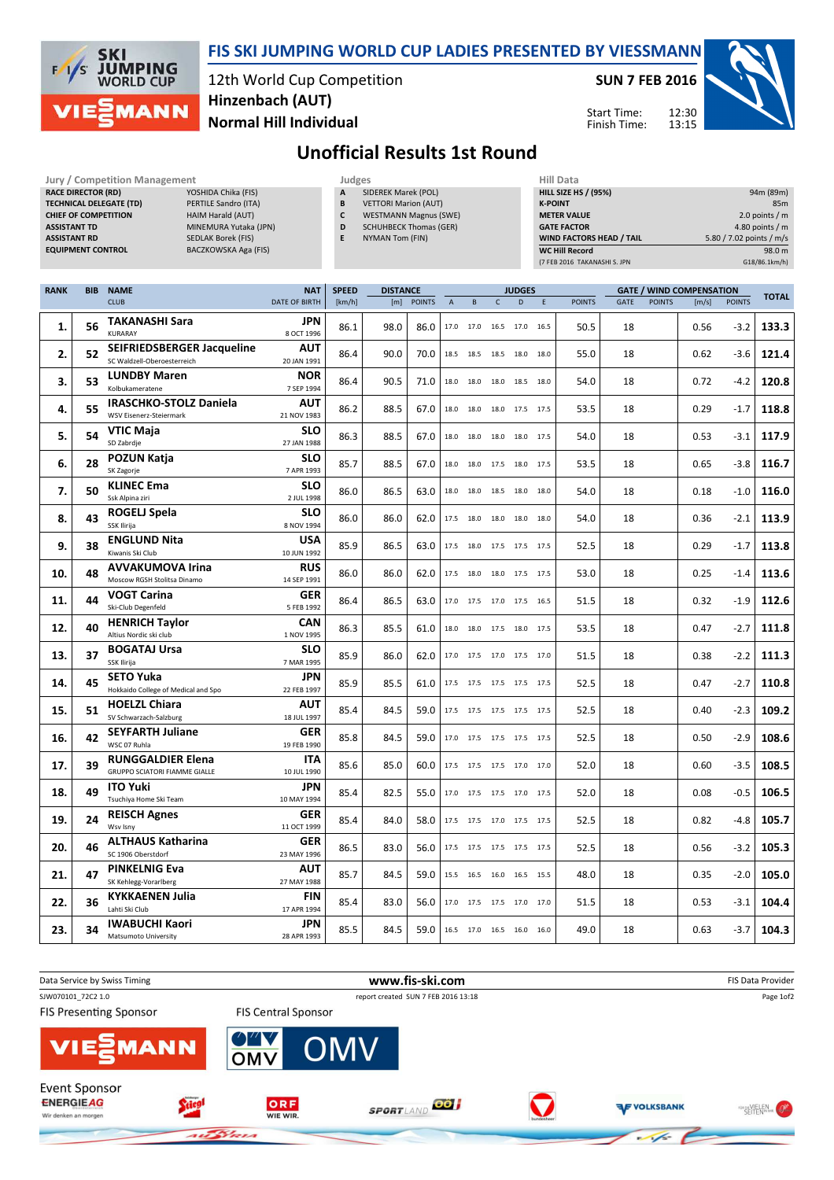# FIS SKI JUMPING WORLD CUP LADIES PRESENTED BY VIESSMANN

12th World Cup Competition
Hinzenbach (AUT)
Normal Hill Individual

SUN 7 FEB 2016

Start Time: 12:30
Finish Time: 13:15

## Unofficial Results 1st Round

| Jury / Competition Management | |
|---|---|
| RACE DIRECTOR (RD) | YOSHIDA Chika (FIS) |
| TECHNICAL DELEGATE (TD) | PERTILE Sandro (ITA) |
| CHIEF OF COMPETITION | HAIM Harald (AUT) |
| ASSISTANT TD | MINEMURA Yutaka (JPN) |
| ASSISTANT RD | SEDLAK Borek (FIS) |
| EQUIPMENT CONTROL | BACZKOWSKA Aga (FIS) |

| Judges | |
|---|---|
| A | SIDEREK Marek (POL) |
| B | VETTORI Marion (AUT) |
| C | WESTMANN Magnus (SWE) |
| D | SCHUHBECK Thomas (GER) |
| E | NYMAN Tom (FIN) |

| Hill Data | |
|---|---|
| HILL SIZE HS / (95%) | 94m (89m) |
| K-POINT | 85m |
| METER VALUE | 2.0 points / m |
| GATE FACTOR | 4.80 points / m |
| WIND FACTORS HEAD / TAIL | 5.80 / 7.02 points / m/s |
| WC Hill Record | 98.0 m |
| (7 FEB 2016 TAKANASHI S. JPN | G18/86.1km/h) |

| RANK | BIB | NAME / CLUB | NAT / DATE OF BIRTH | SPEED [km/h] | DISTANCE [m] | DISTANCE POINTS | A | B | C | D | E | JUDGES POINTS | GATE | GATE POINTS | WIND [m/s] | WIND POINTS | TOTAL |
|---|---|---|---|---|---|---|---|---|---|---|---|---|---|---|---|---|---|
| 1. | 56 | TAKANASHI Sara / KURARAY | JPN / 8 OCT 1996 | 86.1 | 98.0 | 86.0 | 17.0 | 17.0 | 16.5 | 17.0 | 16.5 | 50.5 | 18 | | 0.56 | -3.2 | 133.3 |
| 2. | 52 | SEIFRIEDSBERGER Jacqueline / SC Waldzell-Oberoesterreich | AUT / 20 JAN 1991 | 86.4 | 90.0 | 70.0 | 18.5 | 18.5 | 18.5 | 18.0 | 18.0 | 55.0 | 18 | | 0.62 | -3.6 | 121.4 |
| 3. | 53 | LUNDBY Maren / Kolbukameratene | NOR / 7 SEP 1994 | 86.4 | 90.5 | 71.0 | 18.0 | 18.0 | 18.0 | 18.5 | 18.0 | 54.0 | 18 | | 0.72 | -4.2 | 120.8 |
| 4. | 55 | IRASCHKO-STOLZ Daniela / WSV Eisenerz-Steiermark | AUT / 21 NOV 1983 | 86.2 | 88.5 | 67.0 | 18.0 | 18.0 | 18.0 | 17.5 | 17.5 | 53.5 | 18 | | 0.29 | -1.7 | 118.8 |
| 5. | 54 | VTIC Maja / SD Zabrdje | SLO / 27 JAN 1988 | 86.3 | 88.5 | 67.0 | 18.0 | 18.0 | 18.0 | 18.0 | 17.5 | 54.0 | 18 | | 0.53 | -3.1 | 117.9 |
| 6. | 28 | POZUN Katja / SK Zagorje | SLO / 7 APR 1993 | 85.7 | 88.5 | 67.0 | 18.0 | 18.0 | 17.5 | 18.0 | 17.5 | 53.5 | 18 | | 0.65 | -3.8 | 116.7 |
| 7. | 50 | KLINEC Ema / Ssk Alpina ziri | SLO / 2 JUL 1998 | 86.0 | 86.5 | 63.0 | 18.0 | 18.0 | 18.5 | 18.0 | 18.0 | 54.0 | 18 | | 0.18 | -1.0 | 116.0 |
| 8. | 43 | ROGELJ Spela / SSK Ilirija | SLO / 8 NOV 1994 | 86.0 | 86.0 | 62.0 | 17.5 | 18.0 | 18.0 | 18.0 | 18.0 | 54.0 | 18 | | 0.36 | -2.1 | 113.9 |
| 9. | 38 | ENGLUND Nita / Kiwanis Ski Club | USA / 10 JUN 1992 | 85.9 | 86.5 | 63.0 | 17.5 | 18.0 | 17.5 | 17.5 | 17.5 | 52.5 | 18 | | 0.29 | -1.7 | 113.8 |
| 10. | 48 | AVVAKUMOVA Irina / Moscow RGSH Stolitsa Dinamo | RUS / 14 SEP 1991 | 86.0 | 86.0 | 62.0 | 17.5 | 18.0 | 18.0 | 17.5 | 17.5 | 53.0 | 18 | | 0.25 | -1.4 | 113.6 |
| 11. | 44 | VOGT Carina / Ski-Club Degenfeld | GER / 5 FEB 1992 | 86.4 | 86.5 | 63.0 | 17.0 | 17.5 | 17.0 | 17.5 | 16.5 | 51.5 | 18 | | 0.32 | -1.9 | 112.6 |
| 12. | 40 | HENRICH Taylor / Altius Nordic ski club | CAN / 1 NOV 1995 | 86.3 | 85.5 | 61.0 | 18.0 | 18.0 | 17.5 | 18.0 | 17.5 | 53.5 | 18 | | 0.47 | -2.7 | 111.8 |
| 13. | 37 | BOGATAJ Ursa / SSK Ilirija | SLO / 7 MAR 1995 | 85.9 | 86.0 | 62.0 | 17.0 | 17.5 | 17.0 | 17.5 | 17.0 | 51.5 | 18 | | 0.38 | -2.2 | 111.3 |
| 14. | 45 | SETO Yuka / Hokkaido College of Medical and Spo | JPN / 22 FEB 1997 | 85.9 | 85.5 | 61.0 | 17.5 | 17.5 | 17.5 | 17.5 | 17.5 | 52.5 | 18 | | 0.47 | -2.7 | 110.8 |
| 15. | 51 | HOELZL Chiara / SV Schwarzach-Salzburg | AUT / 18 JUL 1997 | 85.4 | 84.5 | 59.0 | 17.5 | 17.5 | 17.5 | 17.5 | 17.5 | 52.5 | 18 | | 0.40 | -2.3 | 109.2 |
| 16. | 42 | SEYFARTH Juliane / WSC 07 Ruhla | GER / 19 FEB 1990 | 85.8 | 84.5 | 59.0 | 17.0 | 17.5 | 17.5 | 17.5 | 17.5 | 52.5 | 18 | | 0.50 | -2.9 | 108.6 |
| 17. | 39 | RUNGGALDIER Elena / GRUPPO SCIATORI FIAMME GIALLE | ITA / 10 JUL 1990 | 85.6 | 85.0 | 60.0 | 17.5 | 17.5 | 17.5 | 17.0 | 17.0 | 52.0 | 18 | | 0.60 | -3.5 | 108.5 |
| 18. | 49 | ITO Yuki / Tsuchiya Home Ski Team | JPN / 10 MAY 1994 | 85.4 | 82.5 | 55.0 | 17.0 | 17.5 | 17.5 | 17.0 | 17.5 | 52.0 | 18 | | 0.08 | -0.5 | 106.5 |
| 19. | 24 | REISCH Agnes / Wsv Isny | GER / 11 OCT 1999 | 85.4 | 84.0 | 58.0 | 17.5 | 17.5 | 17.0 | 17.5 | 17.5 | 52.5 | 18 | | 0.82 | -4.8 | 105.7 |
| 20. | 46 | ALTHAUS Katharina / SC 1906 Oberstdorf | GER / 23 MAY 1996 | 86.5 | 83.0 | 56.0 | 17.5 | 17.5 | 17.5 | 17.5 | 17.5 | 52.5 | 18 | | 0.56 | -3.2 | 105.3 |
| 21. | 47 | PINKELNIG Eva / SK Kehlegg-Vorarlberg | AUT / 27 MAY 1988 | 85.7 | 84.5 | 59.0 | 15.5 | 16.5 | 16.0 | 16.5 | 15.5 | 48.0 | 18 | | 0.35 | -2.0 | 105.0 |
| 22. | 36 | KYKKAENEN Julia / Lahti Ski Club | FIN / 17 APR 1994 | 85.4 | 83.0 | 56.0 | 17.0 | 17.5 | 17.5 | 17.0 | 17.0 | 51.5 | 18 | | 0.53 | -3.1 | 104.4 |
| 23. | 34 | IWABUCHI Kaori / Matsumoto University | JPN / 28 APR 1993 | 85.5 | 84.5 | 59.0 | 16.5 | 17.0 | 16.5 | 16.0 | 16.0 | 49.0 | 18 | | 0.63 | -3.7 | 104.3 |

Data Service by Swiss Timing — www.fis-ski.com — FIS Data Provider

SJW070101_72C2 1.0 — report created SUN 7 FEB 2016 13:18

FIS Presenting Sponsor: VIESSMANN — FIS Central Sponsor: OMV

Event Sponsor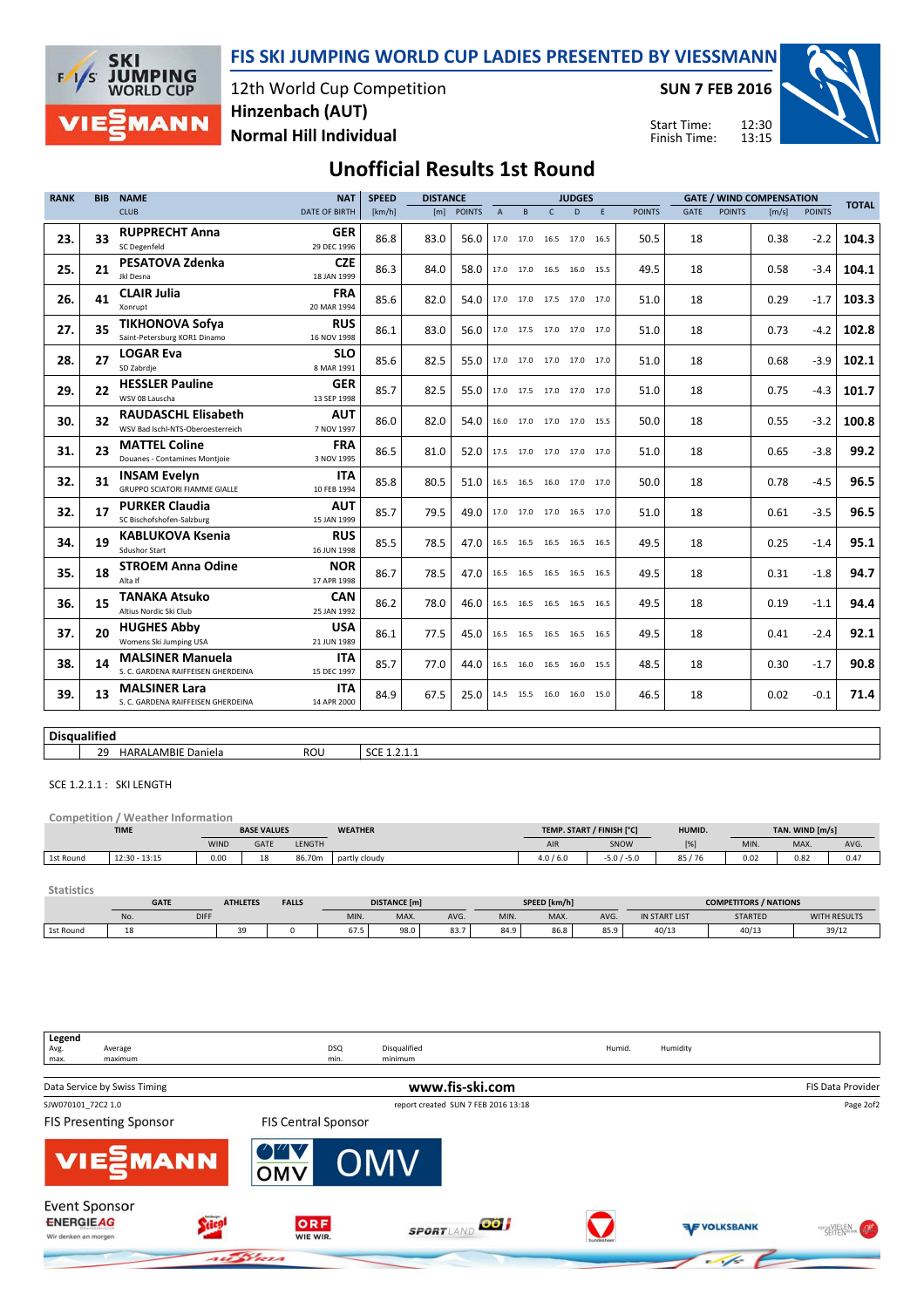# FIS SKI JUMPING WORLD CUP LADIES PRESENTED BY VIESSMANN

12th World Cup Competition
Hinzenbach (AUT)
Normal Hill Individual

SUN 7 FEB 2016

Start Time: 12:30
Finish Time: 13:15

## Unofficial Results 1st Round

| RANK | BIB | NAME / CLUB | NAT / DATE OF BIRTH | SPEED [km/h] | DISTANCE [m] | DISTANCE POINTS | A | B | C | D | E | JUDGES POINTS | GATE | GATE POINTS | WIND [m/s] | WIND POINTS | TOTAL |
|---|---|---|---|---|---|---|---|---|---|---|---|---|---|---|---|---|---|
| 23. | 33 | **RUPPRECHT Anna** SC Degenfeld | GER 29 DEC 1996 | 86.8 | 83.0 | 56.0 | 17.0 | 17.0 | 16.5 | 17.0 | 16.5 | 50.5 | 18 | | 0.38 | -2.2 | 104.3 |
| 25. | 21 | **PESATOVA Zdenka** Jkl Desna | CZE 18 JAN 1999 | 86.3 | 84.0 | 58.0 | 17.0 | 17.0 | 16.5 | 16.0 | 15.5 | 49.5 | 18 | | 0.58 | -3.4 | 104.1 |
| 26. | 41 | **CLAIR Julia** Xonrupt | FRA 20 MAR 1994 | 85.6 | 82.0 | 54.0 | 17.0 | 17.0 | 17.5 | 17.0 | 17.0 | 51.0 | 18 | | 0.29 | -1.7 | 103.3 |
| 27. | 35 | **TIKHONOVA Sofya** Saint-Petersburg KOR1 Dinamo | RUS 16 NOV 1998 | 86.1 | 83.0 | 56.0 | 17.0 | 17.5 | 17.0 | 17.0 | 17.0 | 51.0 | 18 | | 0.73 | -4.2 | 102.8 |
| 28. | 27 | **LOGAR Eva** SD Zabrdje | SLO 8 MAR 1991 | 85.6 | 82.5 | 55.0 | 17.0 | 17.0 | 17.0 | 17.0 | 17.0 | 51.0 | 18 | | 0.68 | -3.9 | 102.1 |
| 29. | 22 | **HESSLER Pauline** WSV 08 Lauscha | GER 13 SEP 1998 | 85.7 | 82.5 | 55.0 | 17.0 | 17.5 | 17.0 | 17.0 | 17.0 | 51.0 | 18 | | 0.75 | -4.3 | 101.7 |
| 30. | 32 | **RAUDASCHL Elisabeth** WSV Bad Ischl-NTS-Oberoesterreich | AUT 7 NOV 1997 | 86.0 | 82.0 | 54.0 | 16.0 | 17.0 | 17.0 | 17.0 | 15.5 | 50.0 | 18 | | 0.55 | -3.2 | 100.8 |
| 31. | 23 | **MATTEL Coline** Douanes - Contamines Montjoie | FRA 3 NOV 1995 | 86.5 | 81.0 | 52.0 | 17.5 | 17.0 | 17.0 | 17.0 | 17.0 | 51.0 | 18 | | 0.65 | -3.8 | 99.2 |
| 32. | 31 | **INSAM Evelyn** GRUPPO SCIATORI FIAMME GIALLE | ITA 10 FEB 1994 | 85.8 | 80.5 | 51.0 | 16.5 | 16.5 | 16.0 | 17.0 | 17.0 | 50.0 | 18 | | 0.78 | -4.5 | 96.5 |
| 32. | 17 | **PURKER Claudia** SC Bischofshofen-Salzburg | AUT 15 JAN 1999 | 85.7 | 79.5 | 49.0 | 17.0 | 17.0 | 17.0 | 16.5 | 17.0 | 51.0 | 18 | | 0.61 | -3.5 | 96.5 |
| 34. | 19 | **KABLUKOVA Ksenia** Sdushor Start | RUS 16 JUN 1998 | 85.5 | 78.5 | 47.0 | 16.5 | 16.5 | 16.5 | 16.5 | 16.5 | 49.5 | 18 | | 0.25 | -1.4 | 95.1 |
| 35. | 18 | **STROEM Anna Odine** Alta If | NOR 17 APR 1998 | 86.7 | 78.5 | 47.0 | 16.5 | 16.5 | 16.5 | 16.5 | 16.5 | 49.5 | 18 | | 0.31 | -1.8 | 94.7 |
| 36. | 15 | **TANAKA Atsuko** Altius Nordic Ski Club | CAN 25 JAN 1992 | 86.2 | 78.0 | 46.0 | 16.5 | 16.5 | 16.5 | 16.5 | 16.5 | 49.5 | 18 | | 0.19 | -1.1 | 94.4 |
| 37. | 20 | **HUGHES Abby** Womens Ski Jumping USA | USA 21 JUN 1989 | 86.1 | 77.5 | 45.0 | 16.5 | 16.5 | 16.5 | 16.5 | 16.5 | 49.5 | 18 | | 0.41 | -2.4 | 92.1 |
| 38. | 14 | **MALSINER Manuela** S. C. GARDENA RAIFFEISEN GHERDEINA | ITA 15 DEC 1997 | 85.7 | 77.0 | 44.0 | 16.5 | 16.0 | 16.5 | 16.0 | 15.5 | 48.5 | 18 | | 0.30 | -1.7 | 90.8 |
| 39. | 13 | **MALSINER Lara** S. C. GARDENA RAIFFEISEN GHERDEINA | ITA 14 APR 2000 | 84.9 | 67.5 | 25.0 | 14.5 | 15.5 | 16.0 | 16.0 | 15.0 | 46.5 | 18 | | 0.02 | -0.1 | 71.4 |

**Disqualified**

| BIB | NAME | NAT | REASON |
|---|---|---|---|
| 29 | HARALAMBIE Daniela | ROU | SCE 1.2.1.1 |

SCE 1.2.1.1 : SKI LENGTH

### Competition / Weather Information

| | TIME | BASE VALUES WIND | BASE VALUES GATE | BASE VALUES LENGTH | WEATHER | TEMP. AIR [°C] | TEMP. SNOW [°C] | HUMID. [%] | TAN. WIND MIN. [m/s] | TAN. WIND MAX. [m/s] | TAN. WIND AVG. [m/s] |
|---|---|---|---|---|---|---|---|---|---|---|---|
| 1st Round | 12:30 - 13:15 | 0.00 | 18 | 86.70m | partly cloudy | 4.0 / 6.0 | -5.0 / -5.0 | 85 / 76 | 0.02 | 0.82 | 0.47 |

### Statistics

| | GATE No. | GATE DIFF | ATHLETES | FALLS | DISTANCE MIN. [m] | DISTANCE MAX. [m] | DISTANCE AVG. [m] | SPEED MIN. [km/h] | SPEED MAX. [km/h] | SPEED AVG. [km/h] | IN START LIST | STARTED | WITH RESULTS |
|---|---|---|---|---|---|---|---|---|---|---|---|---|---|
| 1st Round | 18 | | 39 | 0 | 67.5 | 98.0 | 83.7 | 84.9 | 86.8 | 85.9 | 40/13 | 40/13 | 39/12 |

**Legend**

| | | | | | |
|---|---|---|---|---|---|
| Avg. | Average | DSQ | Disqualified | Humid. | Humidity |
| max. | maximum | min. | minimum | | |

Data Service by Swiss Timing — www.fis-ski.com — FIS Data Provider

SJW070101_72C2 1.0 — report created SUN 7 FEB 2016 13:18

FIS Presenting Sponsor: VIESSMANN
FIS Central Sponsor: OMV
Event Sponsor